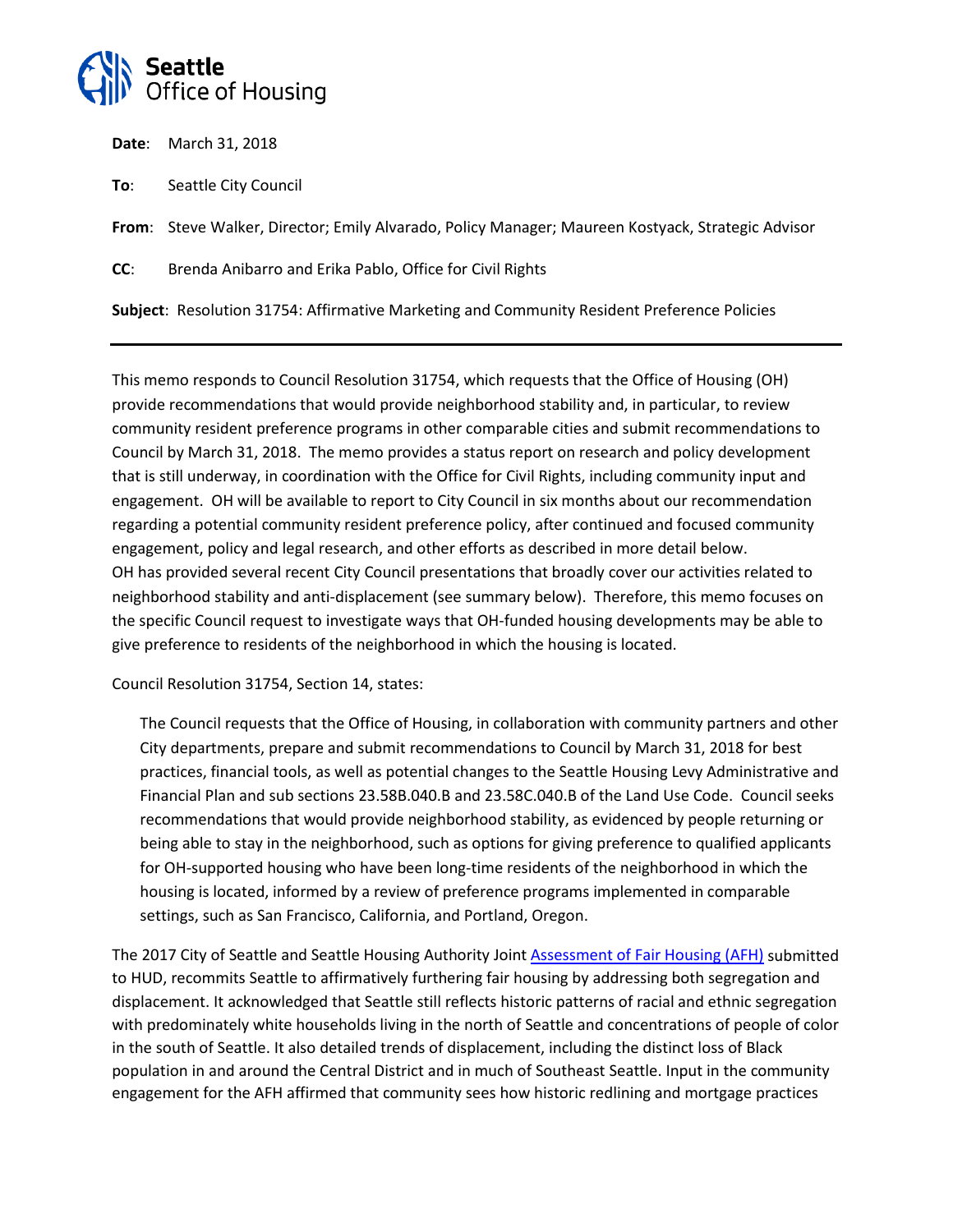**Seattle**
**Office of Housing**

**Date**: March 31, 2018

**To**: Seattle City Council

**From**: Steve Walker, Director; Emily Alvarado, Policy Manager; Maureen Kostyack, Strategic Advisor

**CC**: Brenda Anibarro and Erika Pablo, Office for Civil Rights

**Subject**: Resolution 31754: Affirmative Marketing and Community Resident Preference Policies

---

This memo responds to Council Resolution 31754, which requests that the Office of Housing (OH) provide recommendations that would provide neighborhood stability and, in particular, to review community resident preference programs in other comparable cities and submit recommendations to Council by March 31, 2018. The memo provides a status report on research and policy development that is still underway, in coordination with the Office for Civil Rights, including community input and engagement. OH will be available to report to City Council in six months about our recommendation regarding a potential community resident preference policy, after continued and focused community engagement, policy and legal research, and other efforts as described in more detail below.
OH has provided several recent City Council presentations that broadly cover our activities related to neighborhood stability and anti-displacement (see summary below). Therefore, this memo focuses on the specific Council request to investigate ways that OH-funded housing developments may be able to give preference to residents of the neighborhood in which the housing is located.

Council Resolution 31754, Section 14, states:

> The Council requests that the Office of Housing, in collaboration with community partners and other City departments, prepare and submit recommendations to Council by March 31, 2018 for best practices, financial tools, as well as potential changes to the Seattle Housing Levy Administrative and Financial Plan and sub sections 23.58B.040.B and 23.58C.040.B of the Land Use Code. Council seeks recommendations that would provide neighborhood stability, as evidenced by people returning or being able to stay in the neighborhood, such as options for giving preference to qualified applicants for OH-supported housing who have been long-time residents of the neighborhood in which the housing is located, informed by a review of preference programs implemented in comparable settings, such as San Francisco, California, and Portland, Oregon.

The 2017 City of Seattle and Seattle Housing Authority Joint [Assessment of Fair Housing (AFH)] submitted to HUD, recommits Seattle to affirmatively furthering fair housing by addressing both segregation and displacement. It acknowledged that Seattle still reflects historic patterns of racial and ethnic segregation with predominately white households living in the north of Seattle and concentrations of people of color in the south of Seattle. It also detailed trends of displacement, including the distinct loss of Black population in and around the Central District and in much of Southeast Seattle. Input in the community engagement for the AFH affirmed that community sees how historic redlining and mortgage practices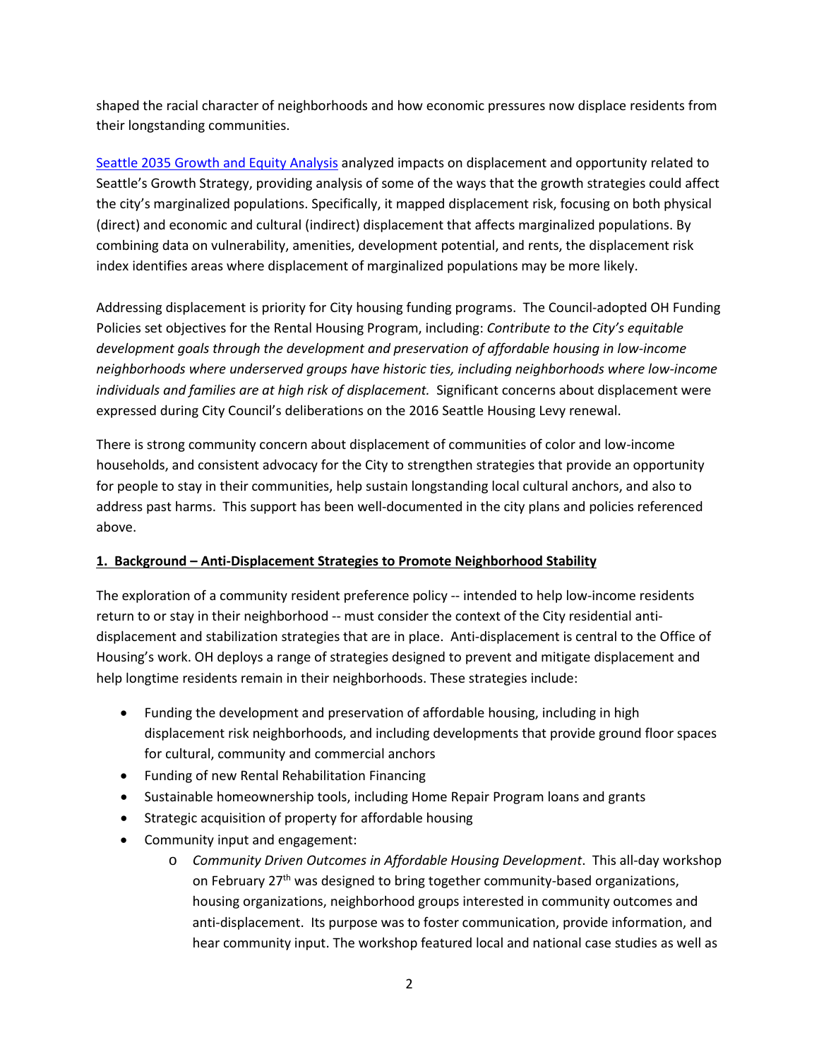shaped the racial character of neighborhoods and how economic pressures now displace residents from their longstanding communities.

[Seattle 2035 Growth and Equity Analysis] analyzed impacts on displacement and opportunity related to Seattle's Growth Strategy, providing analysis of some of the ways that the growth strategies could affect the city's marginalized populations. Specifically, it mapped displacement risk, focusing on both physical (direct) and economic and cultural (indirect) displacement that affects marginalized populations. By combining data on vulnerability, amenities, development potential, and rents, the displacement risk index identifies areas where displacement of marginalized populations may be more likely.

Addressing displacement is priority for City housing funding programs. The Council-adopted OH Funding Policies set objectives for the Rental Housing Program, including: *Contribute to the City's equitable development goals through the development and preservation of affordable housing in low-income neighborhoods where underserved groups have historic ties, including neighborhoods where low-income individuals and families are at high risk of displacement.* Significant concerns about displacement were expressed during City Council's deliberations on the 2016 Seattle Housing Levy renewal.

There is strong community concern about displacement of communities of color and low-income households, and consistent advocacy for the City to strengthen strategies that provide an opportunity for people to stay in their communities, help sustain longstanding local cultural anchors, and also to address past harms. This support has been well-documented in the city plans and policies referenced above.

## 1. Background – Anti-Displacement Strategies to Promote Neighborhood Stability

The exploration of a community resident preference policy -- intended to help low-income residents return to or stay in their neighborhood -- must consider the context of the City residential anti-displacement and stabilization strategies that are in place. Anti-displacement is central to the Office of Housing's work. OH deploys a range of strategies designed to prevent and mitigate displacement and help longtime residents remain in their neighborhoods. These strategies include:

- Funding the development and preservation of affordable housing, including in high displacement risk neighborhoods, and including developments that provide ground floor spaces for cultural, community and commercial anchors
- Funding of new Rental Rehabilitation Financing
- Sustainable homeownership tools, including Home Repair Program loans and grants
- Strategic acquisition of property for affordable housing
- Community input and engagement:
  - *Community Driven Outcomes in Affordable Housing Development*. This all-day workshop on February 27th was designed to bring together community-based organizations, housing organizations, neighborhood groups interested in community outcomes and anti-displacement. Its purpose was to foster communication, provide information, and hear community input. The workshop featured local and national case studies as well as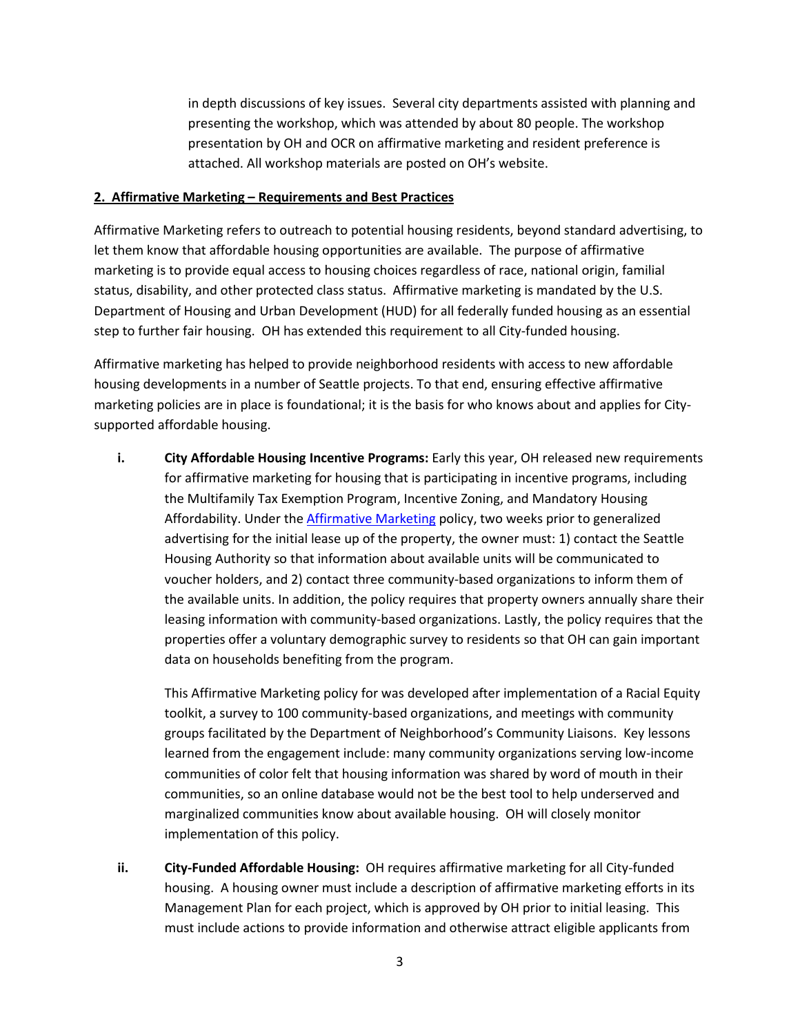in depth discussions of key issues. Several city departments assisted with planning and presenting the workshop, which was attended by about 80 people. The workshop presentation by OH and OCR on affirmative marketing and resident preference is attached. All workshop materials are posted on OH's website.

**2. Affirmative Marketing – Requirements and Best Practices**

Affirmative Marketing refers to outreach to potential housing residents, beyond standard advertising, to let them know that affordable housing opportunities are available. The purpose of affirmative marketing is to provide equal access to housing choices regardless of race, national origin, familial status, disability, and other protected class status. Affirmative marketing is mandated by the U.S. Department of Housing and Urban Development (HUD) for all federally funded housing as an essential step to further fair housing. OH has extended this requirement to all City-funded housing.

Affirmative marketing has helped to provide neighborhood residents with access to new affordable housing developments in a number of Seattle projects. To that end, ensuring effective affirmative marketing policies are in place is foundational; it is the basis for who knows about and applies for City-supported affordable housing.

i. **City Affordable Housing Incentive Programs:** Early this year, OH released new requirements for affirmative marketing for housing that is participating in incentive programs, including the Multifamily Tax Exemption Program, Incentive Zoning, and Mandatory Housing Affordability. Under the Affirmative Marketing policy, two weeks prior to generalized advertising for the initial lease up of the property, the owner must: 1) contact the Seattle Housing Authority so that information about available units will be communicated to voucher holders, and 2) contact three community-based organizations to inform them of the available units. In addition, the policy requires that property owners annually share their leasing information with community-based organizations. Lastly, the policy requires that the properties offer a voluntary demographic survey to residents so that OH can gain important data on households benefiting from the program.

   This Affirmative Marketing policy for was developed after implementation of a Racial Equity toolkit, a survey to 100 community-based organizations, and meetings with community groups facilitated by the Department of Neighborhood's Community Liaisons. Key lessons learned from the engagement include: many community organizations serving low-income communities of color felt that housing information was shared by word of mouth in their communities, so an online database would not be the best tool to help underserved and marginalized communities know about available housing. OH will closely monitor implementation of this policy.

ii. **City-Funded Affordable Housing:** OH requires affirmative marketing for all City-funded housing. A housing owner must include a description of affirmative marketing efforts in its Management Plan for each project, which is approved by OH prior to initial leasing. This must include actions to provide information and otherwise attract eligible applicants from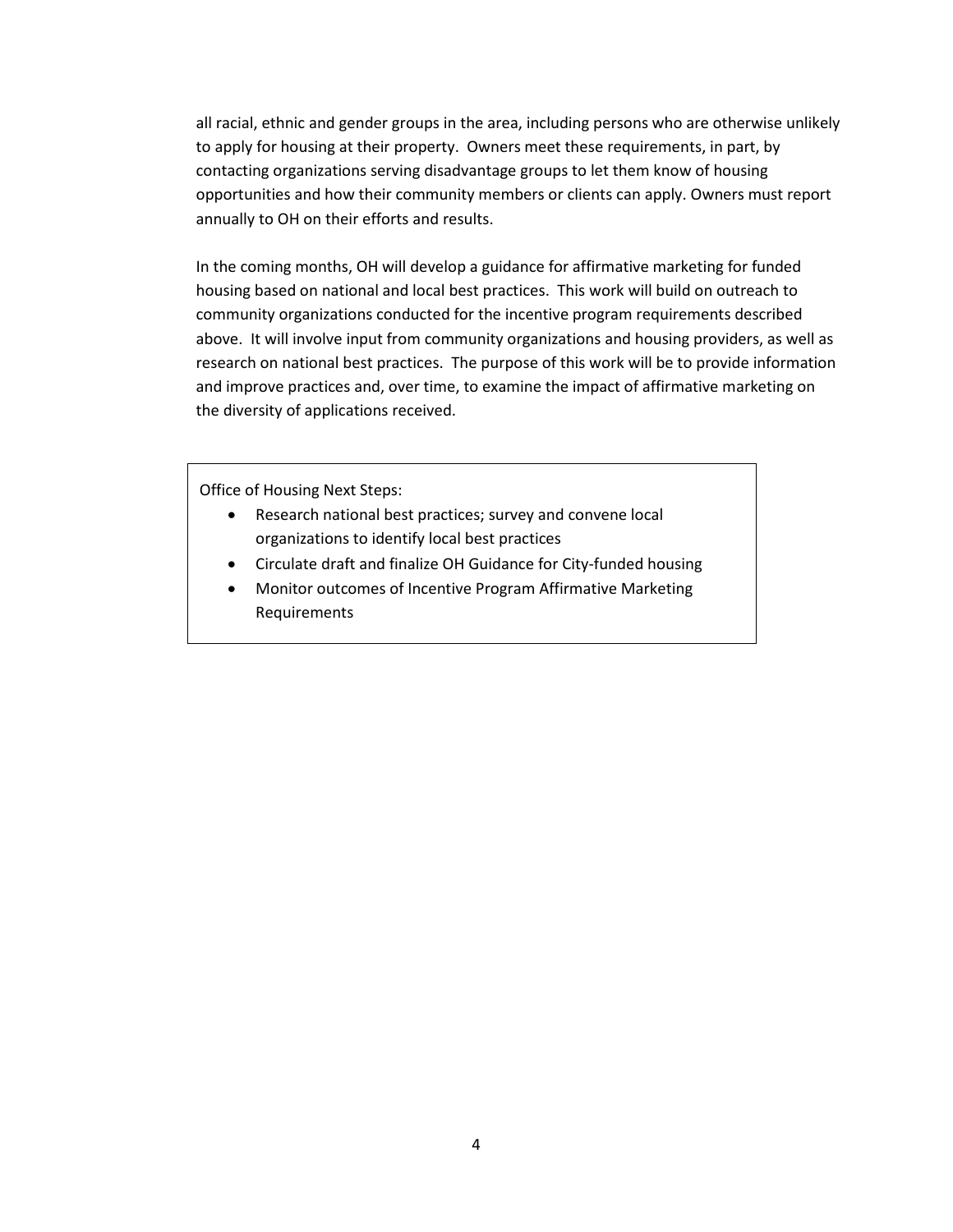all racial, ethnic and gender groups in the area, including persons who are otherwise unlikely to apply for housing at their property. Owners meet these requirements, in part, by contacting organizations serving disadvantage groups to let them know of housing opportunities and how their community members or clients can apply. Owners must report annually to OH on their efforts and results.

In the coming months, OH will develop a guidance for affirmative marketing for funded housing based on national and local best practices. This work will build on outreach to community organizations conducted for the incentive program requirements described above. It will involve input from community organizations and housing providers, as well as research on national best practices. The purpose of this work will be to provide information and improve practices and, over time, to examine the impact of affirmative marketing on the diversity of applications received.

Office of Housing Next Steps:

- Research national best practices; survey and convene local organizations to identify local best practices
- Circulate draft and finalize OH Guidance for City-funded housing
- Monitor outcomes of Incentive Program Affirmative Marketing Requirements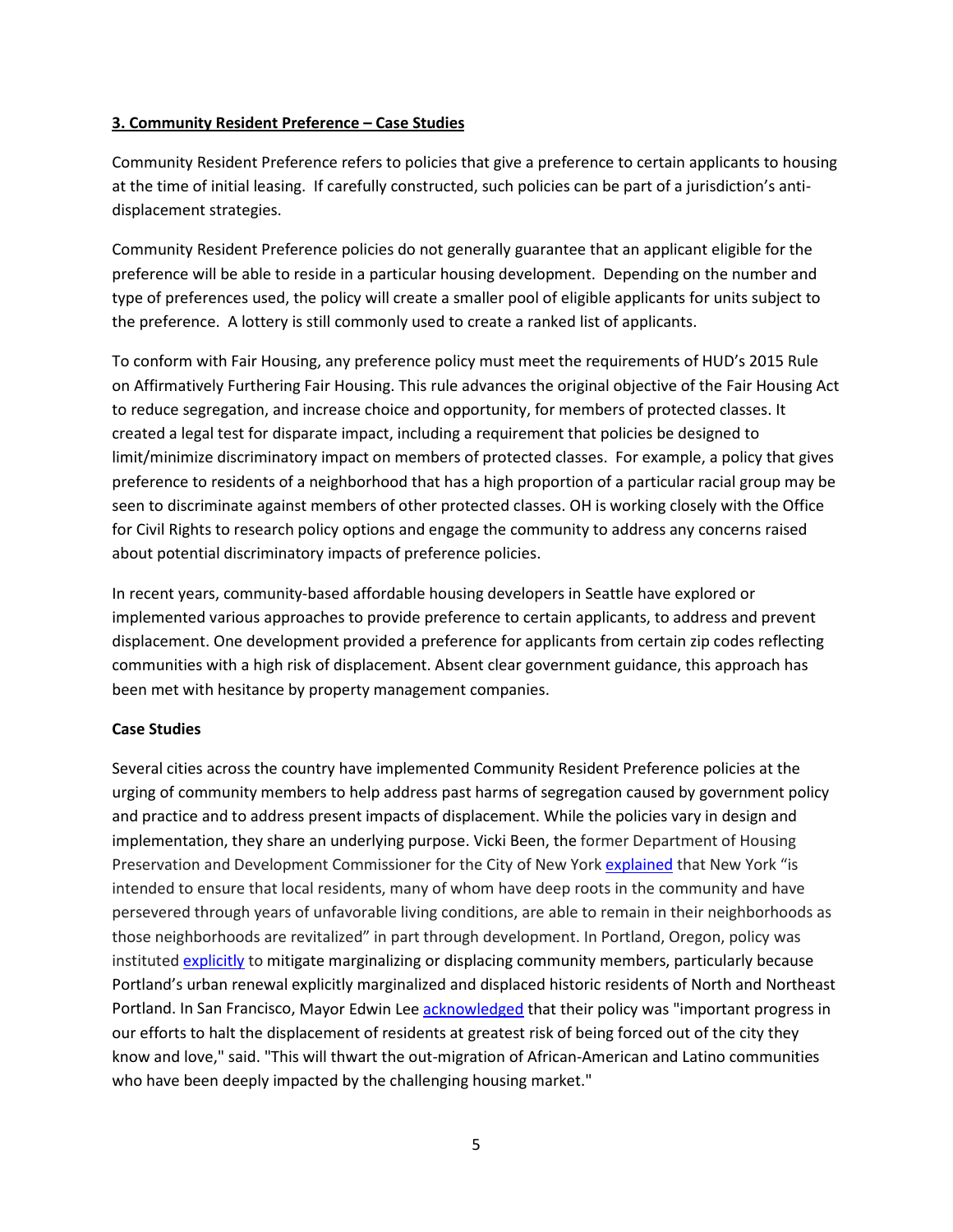**3. Community Resident Preference – Case Studies**

Community Resident Preference refers to policies that give a preference to certain applicants to housing at the time of initial leasing. If carefully constructed, such policies can be part of a jurisdiction's anti-displacement strategies.

Community Resident Preference policies do not generally guarantee that an applicant eligible for the preference will be able to reside in a particular housing development. Depending on the number and type of preferences used, the policy will create a smaller pool of eligible applicants for units subject to the preference. A lottery is still commonly used to create a ranked list of applicants.

To conform with Fair Housing, any preference policy must meet the requirements of HUD's 2015 Rule on Affirmatively Furthering Fair Housing. This rule advances the original objective of the Fair Housing Act to reduce segregation, and increase choice and opportunity, for members of protected classes. It created a legal test for disparate impact, including a requirement that policies be designed to limit/minimize discriminatory impact on members of protected classes. For example, a policy that gives preference to residents of a neighborhood that has a high proportion of a particular racial group may be seen to discriminate against members of other protected classes. OH is working closely with the Office for Civil Rights to research policy options and engage the community to address any concerns raised about potential discriminatory impacts of preference policies.

In recent years, community-based affordable housing developers in Seattle have explored or implemented various approaches to provide preference to certain applicants, to address and prevent displacement. One development provided a preference for applicants from certain zip codes reflecting communities with a high risk of displacement. Absent clear government guidance, this approach has been met with hesitance by property management companies.

**Case Studies**

Several cities across the country have implemented Community Resident Preference policies at the urging of community members to help address past harms of segregation caused by government policy and practice and to address present impacts of displacement. While the policies vary in design and implementation, they share an underlying purpose. Vicki Been, the former Department of Housing Preservation and Development Commissioner for the City of New York explained that New York "is intended to ensure that local residents, many of whom have deep roots in the community and have persevered through years of unfavorable living conditions, are able to remain in their neighborhoods as those neighborhoods are revitalized" in part through development. In Portland, Oregon, policy was instituted explicitly to mitigate marginalizing or displacing community members, particularly because Portland's urban renewal explicitly marginalized and displaced historic residents of North and Northeast Portland. In San Francisco, Mayor Edwin Lee acknowledged that their policy was "important progress in our efforts to halt the displacement of residents at greatest risk of being forced out of the city they know and love," said. "This will thwart the out-migration of African-American and Latino communities who have been deeply impacted by the challenging housing market."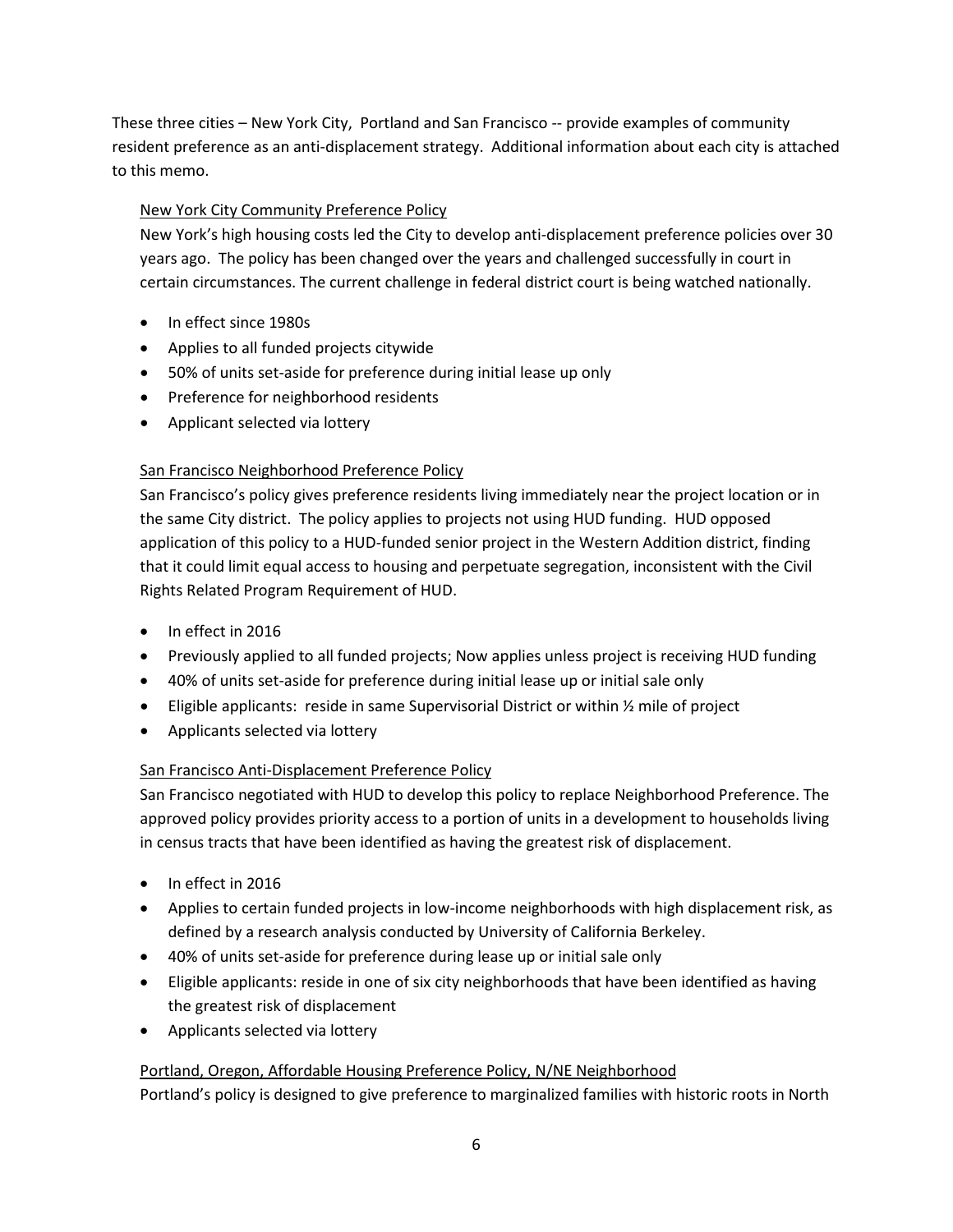These three cities – New York City, Portland and San Francisco -- provide examples of community resident preference as an anti-displacement strategy. Additional information about each city is attached to this memo.

<u>New York City Community Preference Policy</u>

New York's high housing costs led the City to develop anti-displacement preference policies over 30 years ago. The policy has been changed over the years and challenged successfully in court in certain circumstances. The current challenge in federal district court is being watched nationally.

- In effect since 1980s
- Applies to all funded projects citywide
- 50% of units set-aside for preference during initial lease up only
- Preference for neighborhood residents
- Applicant selected via lottery

<u>San Francisco Neighborhood Preference Policy</u>

San Francisco's policy gives preference residents living immediately near the project location or in the same City district. The policy applies to projects not using HUD funding. HUD opposed application of this policy to a HUD-funded senior project in the Western Addition district, finding that it could limit equal access to housing and perpetuate segregation, inconsistent with the Civil Rights Related Program Requirement of HUD.

- In effect in 2016
- Previously applied to all funded projects; Now applies unless project is receiving HUD funding
- 40% of units set-aside for preference during initial lease up or initial sale only
- Eligible applicants: reside in same Supervisorial District or within ½ mile of project
- Applicants selected via lottery

<u>San Francisco Anti-Displacement Preference Policy</u>

San Francisco negotiated with HUD to develop this policy to replace Neighborhood Preference. The approved policy provides priority access to a portion of units in a development to households living in census tracts that have been identified as having the greatest risk of displacement.

- In effect in 2016
- Applies to certain funded projects in low-income neighborhoods with high displacement risk, as defined by a research analysis conducted by University of California Berkeley.
- 40% of units set-aside for preference during lease up or initial sale only
- Eligible applicants: reside in one of six city neighborhoods that have been identified as having the greatest risk of displacement
- Applicants selected via lottery

<u>Portland, Oregon, Affordable Housing Preference Policy, N/NE Neighborhood</u>

Portland's policy is designed to give preference to marginalized families with historic roots in North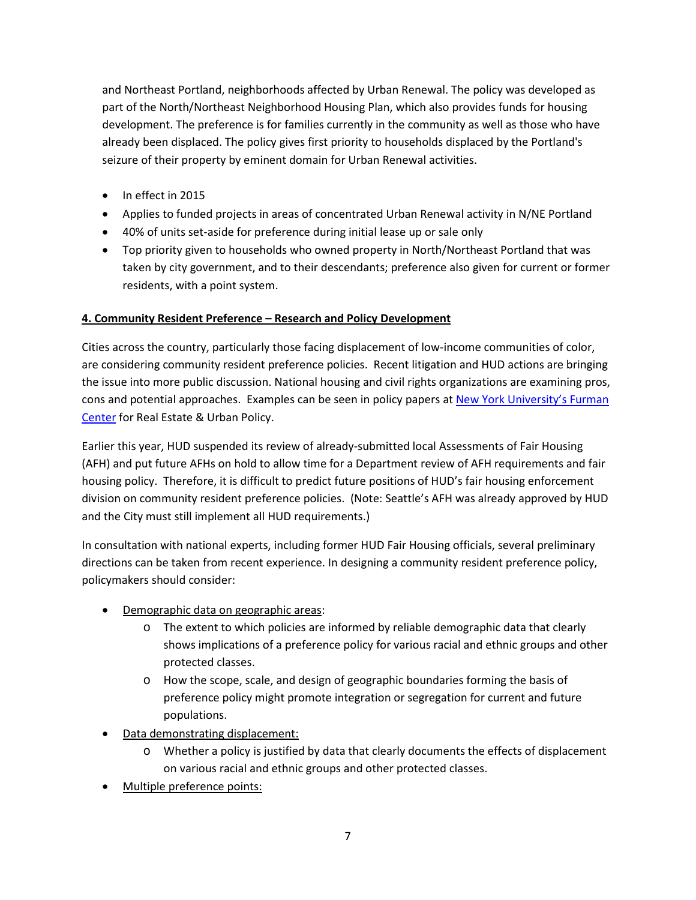and Northeast Portland, neighborhoods affected by Urban Renewal. The policy was developed as part of the North/Northeast Neighborhood Housing Plan, which also provides funds for housing development. The preference is for families currently in the community as well as those who have already been displaced. The policy gives first priority to households displaced by the Portland's seizure of their property by eminent domain for Urban Renewal activities.

- In effect in 2015
- Applies to funded projects in areas of concentrated Urban Renewal activity in N/NE Portland
- 40% of units set-aside for preference during initial lease up or sale only
- Top priority given to households who owned property in North/Northeast Portland that was taken by city government, and to their descendants; preference also given for current or former residents, with a point system.

**4. Community Resident Preference – Research and Policy Development**

Cities across the country, particularly those facing displacement of low-income communities of color, are considering community resident preference policies. Recent litigation and HUD actions are bringing the issue into more public discussion. National housing and civil rights organizations are examining pros, cons and potential approaches. Examples can be seen in policy papers at New York University's Furman Center for Real Estate & Urban Policy.

Earlier this year, HUD suspended its review of already-submitted local Assessments of Fair Housing (AFH) and put future AFHs on hold to allow time for a Department review of AFH requirements and fair housing policy. Therefore, it is difficult to predict future positions of HUD's fair housing enforcement division on community resident preference policies. (Note: Seattle's AFH was already approved by HUD and the City must still implement all HUD requirements.)

In consultation with national experts, including former HUD Fair Housing officials, several preliminary directions can be taken from recent experience. In designing a community resident preference policy, policymakers should consider:

- Demographic data on geographic areas:
  - The extent to which policies are informed by reliable demographic data that clearly shows implications of a preference policy for various racial and ethnic groups and other protected classes.
  - How the scope, scale, and design of geographic boundaries forming the basis of preference policy might promote integration or segregation for current and future populations.
- Data demonstrating displacement:
  - Whether a policy is justified by data that clearly documents the effects of displacement on various racial and ethnic groups and other protected classes.
- Multiple preference points: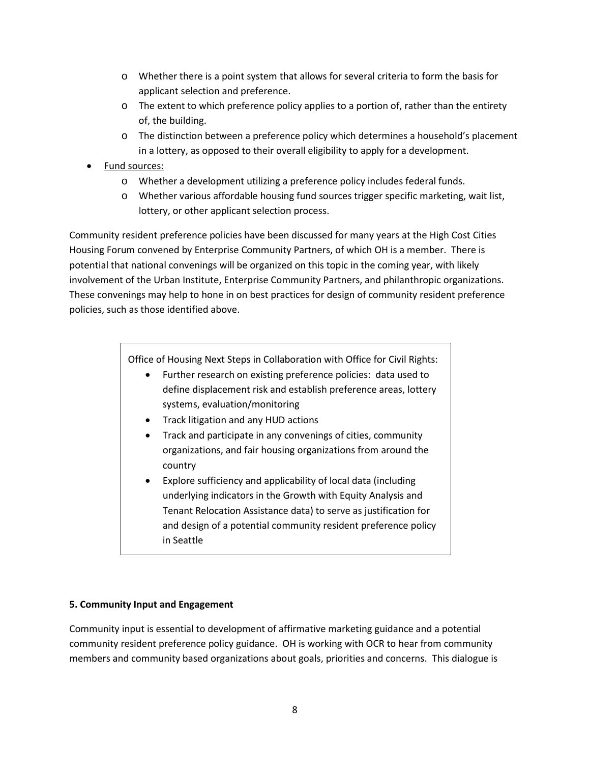- Whether there is a point system that allows for several criteria to form the basis for applicant selection and preference.
  - The extent to which preference policy applies to a portion of, rather than the entirety of, the building.
  - The distinction between a preference policy which determines a household's placement in a lottery, as opposed to their overall eligibility to apply for a development.
- Fund sources:
  - Whether a development utilizing a preference policy includes federal funds.
  - Whether various affordable housing fund sources trigger specific marketing, wait list, lottery, or other applicant selection process.

Community resident preference policies have been discussed for many years at the High Cost Cities Housing Forum convened by Enterprise Community Partners, of which OH is a member. There is potential that national convenings will be organized on this topic in the coming year, with likely involvement of the Urban Institute, Enterprise Community Partners, and philanthropic organizations. These convenings may help to hone in on best practices for design of community resident preference policies, such as those identified above.

> Office of Housing Next Steps in Collaboration with Office for Civil Rights:
>
> - Further research on existing preference policies: data used to define displacement risk and establish preference areas, lottery systems, evaluation/monitoring
> - Track litigation and any HUD actions
> - Track and participate in any convenings of cities, community organizations, and fair housing organizations from around the country
> - Explore sufficiency and applicability of local data (including underlying indicators in the Growth with Equity Analysis and Tenant Relocation Assistance data) to serve as justification for and design of a potential community resident preference policy in Seattle

**5. Community Input and Engagement**

Community input is essential to development of affirmative marketing guidance and a potential community resident preference policy guidance. OH is working with OCR to hear from community members and community based organizations about goals, priorities and concerns. This dialogue is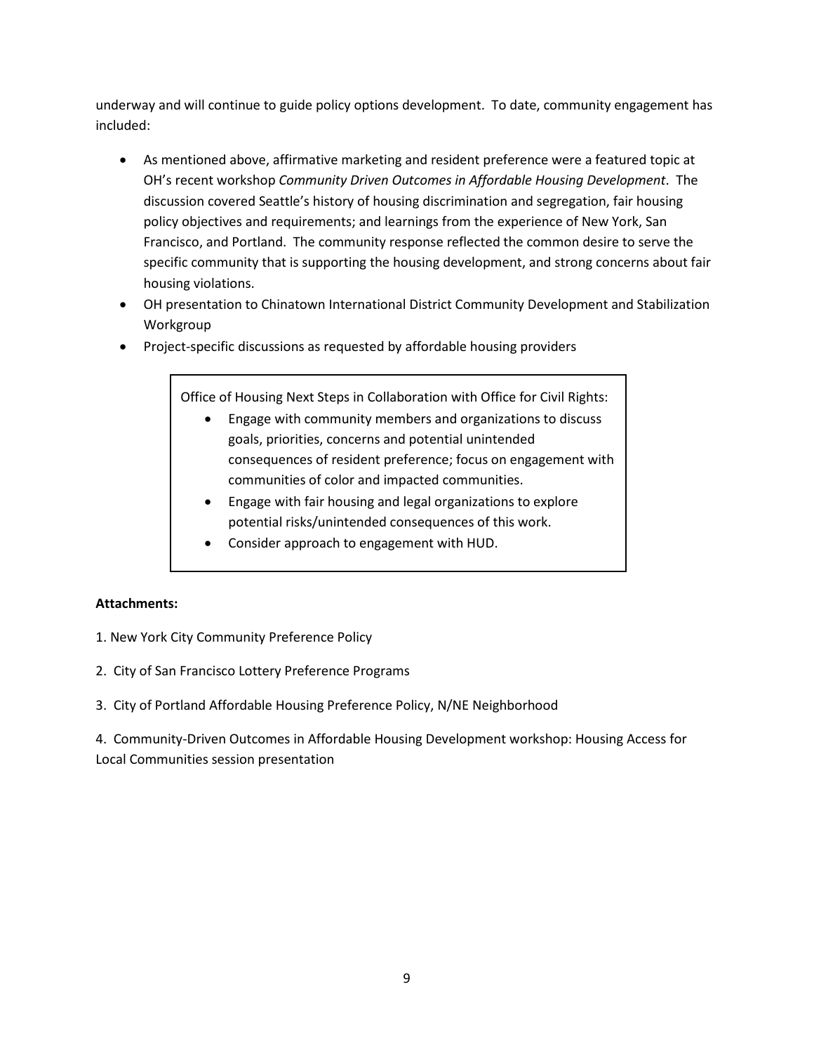underway and will continue to guide policy options development. To date, community engagement has included:

- As mentioned above, affirmative marketing and resident preference were a featured topic at OH's recent workshop *Community Driven Outcomes in Affordable Housing Development*. The discussion covered Seattle's history of housing discrimination and segregation, fair housing policy objectives and requirements; and learnings from the experience of New York, San Francisco, and Portland. The community response reflected the common desire to serve the specific community that is supporting the housing development, and strong concerns about fair housing violations.
- OH presentation to Chinatown International District Community Development and Stabilization Workgroup
- Project-specific discussions as requested by affordable housing providers

> Office of Housing Next Steps in Collaboration with Office for Civil Rights:
>
> - Engage with community members and organizations to discuss goals, priorities, concerns and potential unintended consequences of resident preference; focus on engagement with communities of color and impacted communities.
> - Engage with fair housing and legal organizations to explore potential risks/unintended consequences of this work.
> - Consider approach to engagement with HUD.

**Attachments:**

1. New York City Community Preference Policy

2. City of San Francisco Lottery Preference Programs

3. City of Portland Affordable Housing Preference Policy, N/NE Neighborhood

4. Community-Driven Outcomes in Affordable Housing Development workshop: Housing Access for Local Communities session presentation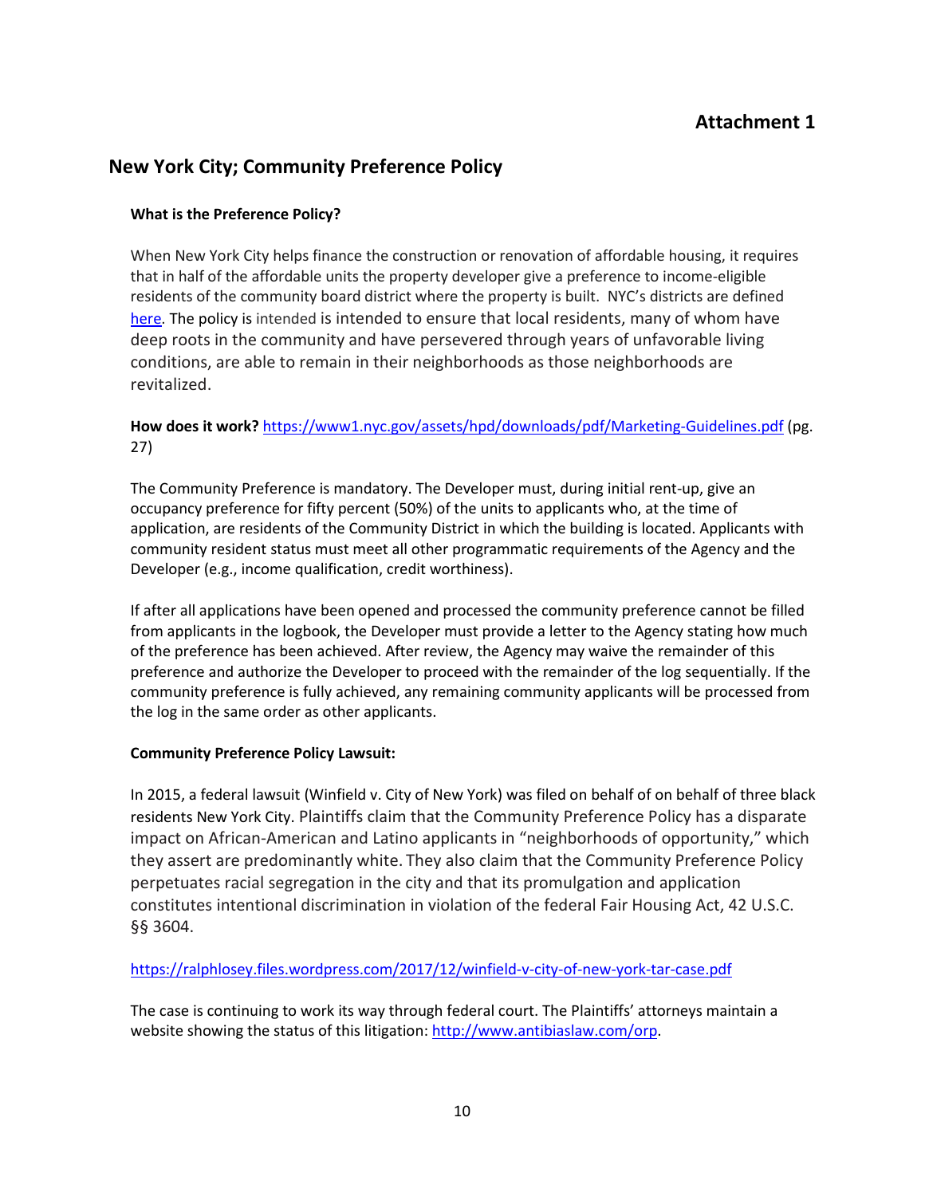**Attachment 1**

## New York City; Community Preference Policy

### What is the Preference Policy?

When New York City helps finance the construction or renovation of affordable housing, it requires that in half of the affordable units the property developer give a preference to income-eligible residents of the community board district where the property is built. NYC's districts are defined [here](). The policy is intended is intended to ensure that local residents, many of whom have deep roots in the community and have persevered through years of unfavorable living conditions, are able to remain in their neighborhoods as those neighborhoods are revitalized.

**How does it work?** https://www1.nyc.gov/assets/hpd/downloads/pdf/Marketing-Guidelines.pdf (pg. 27)

The Community Preference is mandatory. The Developer must, during initial rent-up, give an occupancy preference for fifty percent (50%) of the units to applicants who, at the time of application, are residents of the Community District in which the building is located. Applicants with community resident status must meet all other programmatic requirements of the Agency and the Developer (e.g., income qualification, credit worthiness).

If after all applications have been opened and processed the community preference cannot be filled from applicants in the logbook, the Developer must provide a letter to the Agency stating how much of the preference has been achieved. After review, the Agency may waive the remainder of this preference and authorize the Developer to proceed with the remainder of the log sequentially. If the community preference is fully achieved, any remaining community applicants will be processed from the log in the same order as other applicants.

### Community Preference Policy Lawsuit:

In 2015, a federal lawsuit (Winfield v. City of New York) was filed on behalf of on behalf of three black residents New York City. Plaintiffs claim that the Community Preference Policy has a disparate impact on African-American and Latino applicants in "neighborhoods of opportunity," which they assert are predominantly white. They also claim that the Community Preference Policy perpetuates racial segregation in the city and that its promulgation and application constitutes intentional discrimination in violation of the federal Fair Housing Act, 42 U.S.C. §§ 3604.

https://ralphlosey.files.wordpress.com/2017/12/winfield-v-city-of-new-york-tar-case.pdf

The case is continuing to work its way through federal court. The Plaintiffs' attorneys maintain a website showing the status of this litigation: http://www.antibiaslaw.com/orp.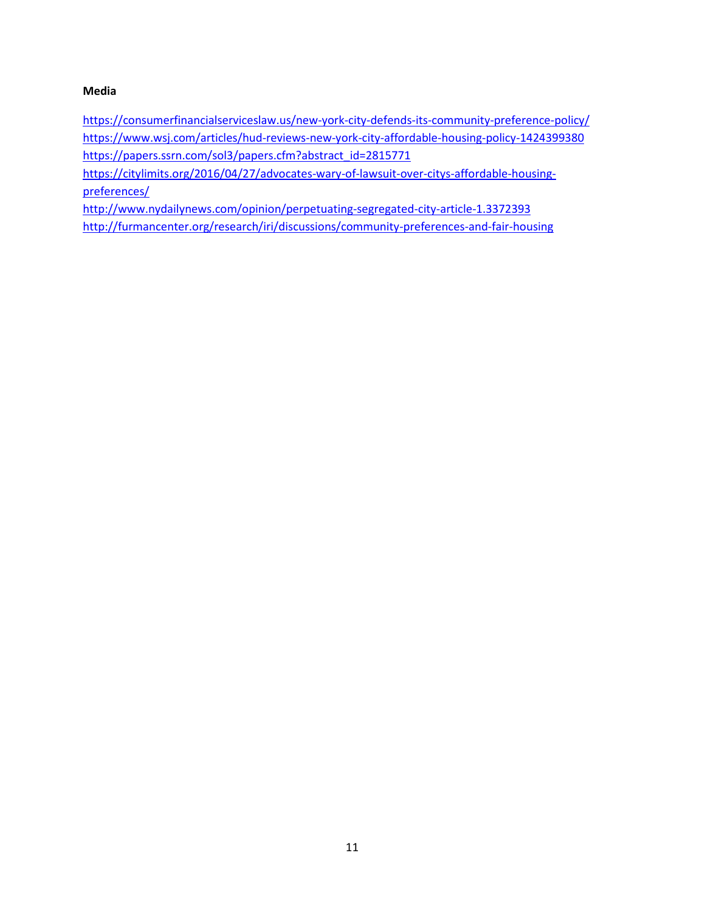**Media**

https://consumerfinancialserviceslaw.us/new-york-city-defends-its-community-preference-policy/
https://www.wsj.com/articles/hud-reviews-new-york-city-affordable-housing-policy-1424399380
https://papers.ssrn.com/sol3/papers.cfm?abstract_id=2815771
https://citylimits.org/2016/04/27/advocates-wary-of-lawsuit-over-citys-affordable-housing-preferences/
http://www.nydailynews.com/opinion/perpetuating-segregated-city-article-1.3372393
http://furmancenter.org/research/iri/discussions/community-preferences-and-fair-housing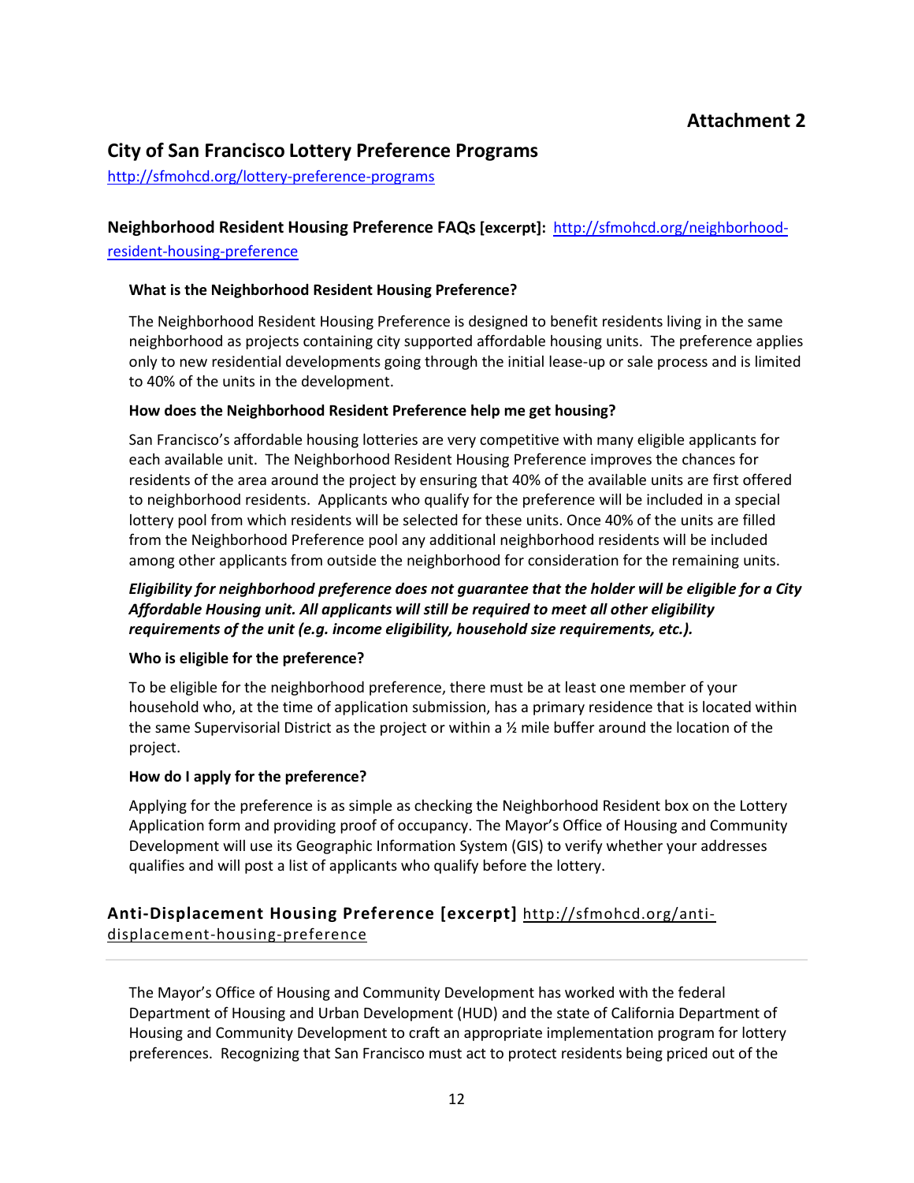**Attachment 2**

## City of San Francisco Lottery Preference Programs

http://sfmohcd.org/lottery-preference-programs

### Neighborhood Resident Housing Preference FAQs [excerpt]: http://sfmohcd.org/neighborhood-resident-housing-preference

**What is the Neighborhood Resident Housing Preference?**

The Neighborhood Resident Housing Preference is designed to benefit residents living in the same neighborhood as projects containing city supported affordable housing units. The preference applies only to new residential developments going through the initial lease-up or sale process and is limited to 40% of the units in the development.

**How does the Neighborhood Resident Preference help me get housing?**

San Francisco's affordable housing lotteries are very competitive with many eligible applicants for each available unit. The Neighborhood Resident Housing Preference improves the chances for residents of the area around the project by ensuring that 40% of the available units are first offered to neighborhood residents. Applicants who qualify for the preference will be included in a special lottery pool from which residents will be selected for these units. Once 40% of the units are filled from the Neighborhood Preference pool any additional neighborhood residents will be included among other applicants from outside the neighborhood for consideration for the remaining units.

***Eligibility for neighborhood preference does not guarantee that the holder will be eligible for a City Affordable Housing unit. All applicants will still be required to meet all other eligibility requirements of the unit (e.g. income eligibility, household size requirements, etc.).***

**Who is eligible for the preference?**

To be eligible for the neighborhood preference, there must be at least one member of your household who, at the time of application submission, has a primary residence that is located within the same Supervisorial District as the project or within a ½ mile buffer around the location of the project.

**How do I apply for the preference?**

Applying for the preference is as simple as checking the Neighborhood Resident box on the Lottery Application form and providing proof of occupancy. The Mayor's Office of Housing and Community Development will use its Geographic Information System (GIS) to verify whether your addresses qualifies and will post a list of applicants who qualify before the lottery.

### Anti-Displacement Housing Preference [excerpt] http://sfmohcd.org/anti-displacement-housing-preference

---

The Mayor's Office of Housing and Community Development has worked with the federal Department of Housing and Urban Development (HUD) and the state of California Department of Housing and Community Development to craft an appropriate implementation program for lottery preferences. Recognizing that San Francisco must act to protect residents being priced out of the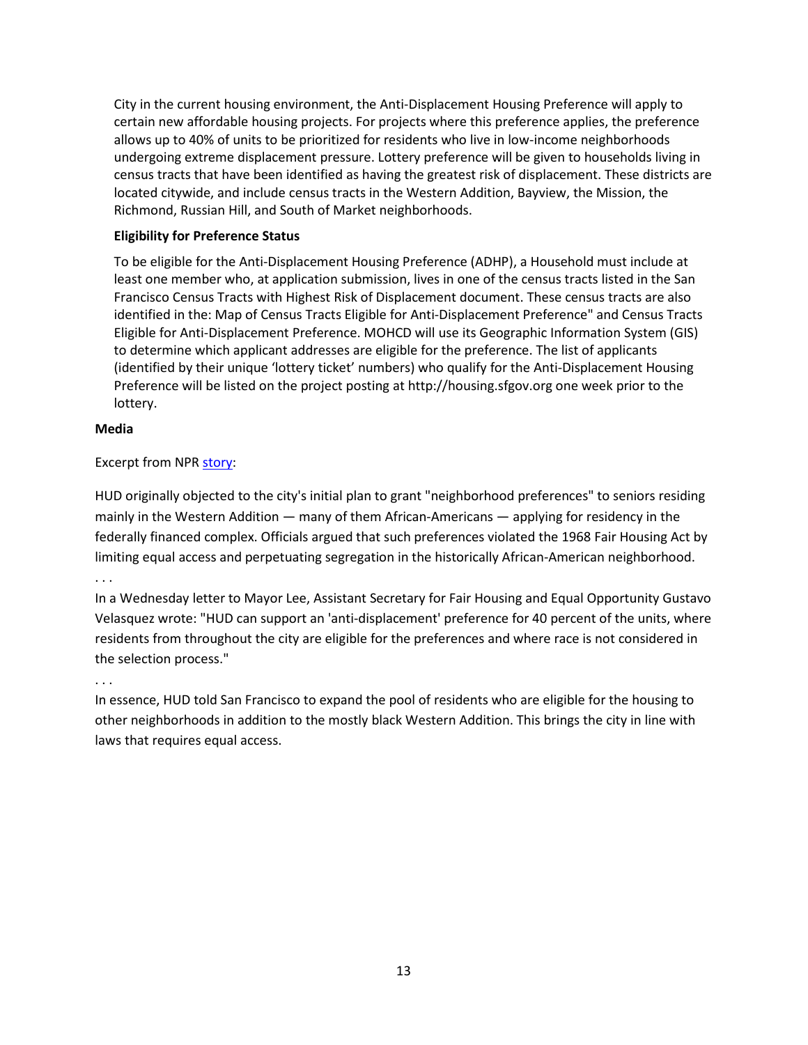City in the current housing environment, the Anti-Displacement Housing Preference will apply to certain new affordable housing projects. For projects where this preference applies, the preference allows up to 40% of units to be prioritized for residents who live in low-income neighborhoods undergoing extreme displacement pressure. Lottery preference will be given to households living in census tracts that have been identified as having the greatest risk of displacement. These districts are located citywide, and include census tracts in the Western Addition, Bayview, the Mission, the Richmond, Russian Hill, and South of Market neighborhoods.

**Eligibility for Preference Status**

To be eligible for the Anti-Displacement Housing Preference (ADHP), a Household must include at least one member who, at application submission, lives in one of the census tracts listed in the San Francisco Census Tracts with Highest Risk of Displacement document. These census tracts are also identified in the: Map of Census Tracts Eligible for Anti-Displacement Preference" and Census Tracts Eligible for Anti-Displacement Preference. MOHCD will use its Geographic Information System (GIS) to determine which applicant addresses are eligible for the preference. The list of applicants (identified by their unique 'lottery ticket' numbers) who qualify for the Anti-Displacement Housing Preference will be listed on the project posting at http://housing.sfgov.org one week prior to the lottery.

**Media**

Excerpt from NPR story:

HUD originally objected to the city's initial plan to grant "neighborhood preferences" to seniors residing mainly in the Western Addition — many of them African-Americans — applying for residency in the federally financed complex. Officials argued that such preferences violated the 1968 Fair Housing Act by limiting equal access and perpetuating segregation in the historically African-American neighborhood.

. . .

In a Wednesday letter to Mayor Lee, Assistant Secretary for Fair Housing and Equal Opportunity Gustavo Velasquez wrote: "HUD can support an 'anti-displacement' preference for 40 percent of the units, where residents from throughout the city are eligible for the preferences and where race is not considered in the selection process."

. . .

In essence, HUD told San Francisco to expand the pool of residents who are eligible for the housing to other neighborhoods in addition to the mostly black Western Addition. This brings the city in line with laws that requires equal access.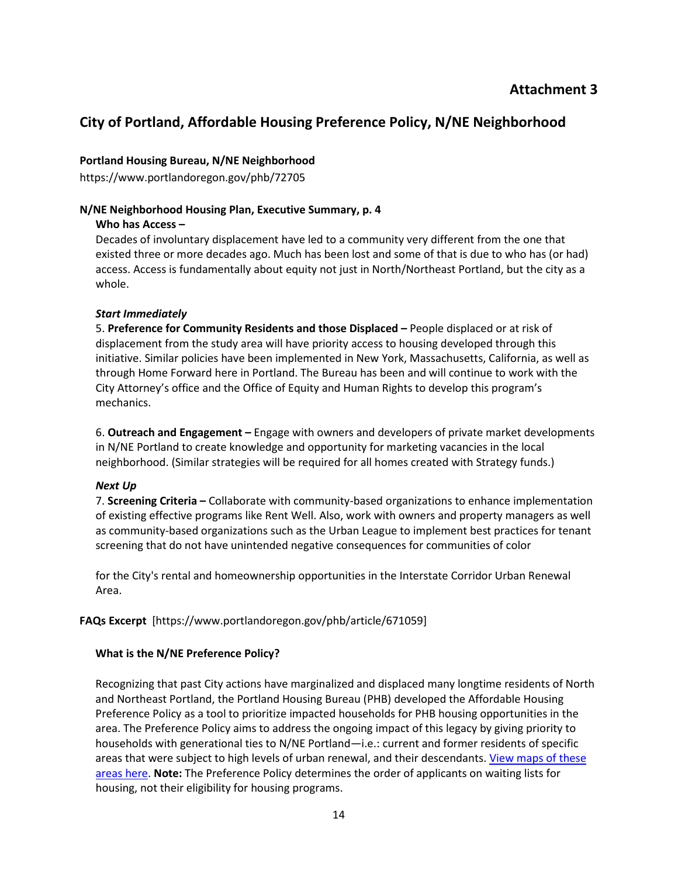## Attachment 3

# City of Portland, Affordable Housing Preference Policy, N/NE Neighborhood

**Portland Housing Bureau, N/NE Neighborhood**
https://www.portlandoregon.gov/phb/72705

**N/NE Neighborhood Housing Plan, Executive Summary, p. 4**

**Who has Access –**

Decades of involuntary displacement have led to a community very different from the one that existed three or more decades ago. Much has been lost and some of that is due to who has (or had) access. Access is fundamentally about equity not just in North/Northeast Portland, but the city as a whole.

***Start Immediately***

5. **Preference for Community Residents and those Displaced –** People displaced or at risk of displacement from the study area will have priority access to housing developed through this initiative. Similar policies have been implemented in New York, Massachusetts, California, as well as through Home Forward here in Portland. The Bureau has been and will continue to work with the City Attorney's office and the Office of Equity and Human Rights to develop this program's mechanics.

6. **Outreach and Engagement –** Engage with owners and developers of private market developments in N/NE Portland to create knowledge and opportunity for marketing vacancies in the local neighborhood. (Similar strategies will be required for all homes created with Strategy funds.)

***Next Up***

7. **Screening Criteria –** Collaborate with community-based organizations to enhance implementation of existing effective programs like Rent Well. Also, work with owners and property managers as well as community-based organizations such as the Urban League to implement best practices for tenant screening that do not have unintended negative consequences for communities of color

for the City's rental and homeownership opportunities in the Interstate Corridor Urban Renewal Area.

**FAQs Excerpt** [https://www.portlandoregon.gov/phb/article/671059]

**What is the N/NE Preference Policy?**

Recognizing that past City actions have marginalized and displaced many longtime residents of North and Northeast Portland, the Portland Housing Bureau (PHB) developed the Affordable Housing Preference Policy as a tool to prioritize impacted households for PHB housing opportunities in the area. The Preference Policy aims to address the ongoing impact of this legacy by giving priority to households with generational ties to N/NE Portland—i.e.: current and former residents of specific areas that were subject to high levels of urban renewal, and their descendants. View maps of these areas here. **Note:** The Preference Policy determines the order of applicants on waiting lists for housing, not their eligibility for housing programs.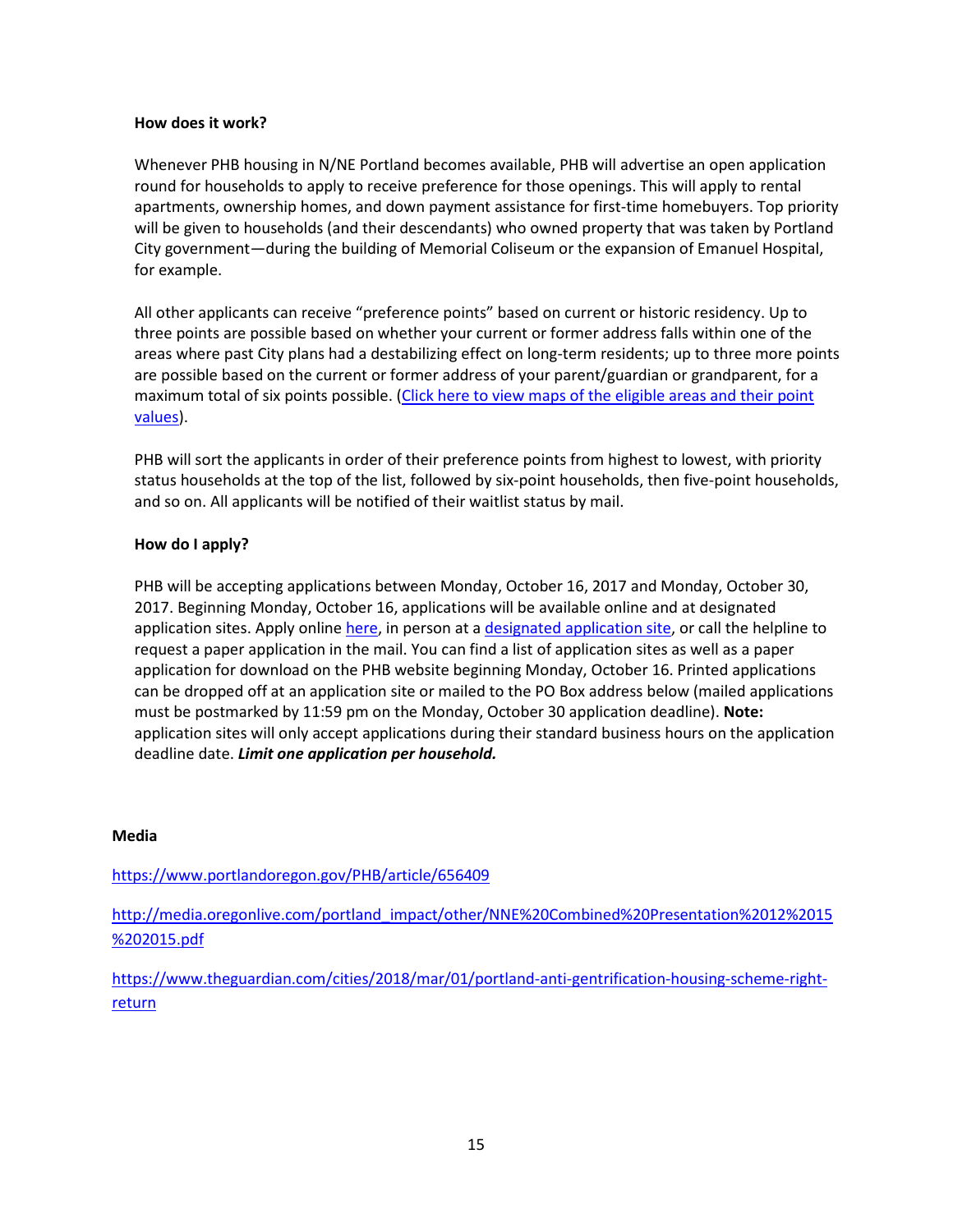**How does it work?**

Whenever PHB housing in N/NE Portland becomes available, PHB will advertise an open application round for households to apply to receive preference for those openings. This will apply to rental apartments, ownership homes, and down payment assistance for first-time homebuyers. Top priority will be given to households (and their descendants) who owned property that was taken by Portland City government—during the building of Memorial Coliseum or the expansion of Emanuel Hospital, for example.

All other applicants can receive "preference points" based on current or historic residency. Up to three points are possible based on whether your current or former address falls within one of the areas where past City plans had a destabilizing effect on long-term residents; up to three more points are possible based on the current or former address of your parent/guardian or grandparent, for a maximum total of six points possible. (Click here to view maps of the eligible areas and their point values).

PHB will sort the applicants in order of their preference points from highest to lowest, with priority status households at the top of the list, followed by six-point households, then five-point households, and so on. All applicants will be notified of their waitlist status by mail.

**How do I apply?**

PHB will be accepting applications between Monday, October 16, 2017 and Monday, October 30, 2017. Beginning Monday, October 16, applications will be available online and at designated application sites. Apply online here, in person at a designated application site, or call the helpline to request a paper application in the mail. You can find a list of application sites as well as a paper application for download on the PHB website beginning Monday, October 16. Printed applications can be dropped off at an application site or mailed to the PO Box address below (mailed applications must be postmarked by 11:59 pm on the Monday, October 30 application deadline). **Note:** application sites will only accept applications during their standard business hours on the application deadline date. ***Limit one application per household.***

**Media**

https://www.portlandoregon.gov/PHB/article/656409

http://media.oregonlive.com/portland_impact/other/NNE%20Combined%20Presentation%2012%2015%202015.pdf

https://www.theguardian.com/cities/2018/mar/01/portland-anti-gentrification-housing-scheme-right-return